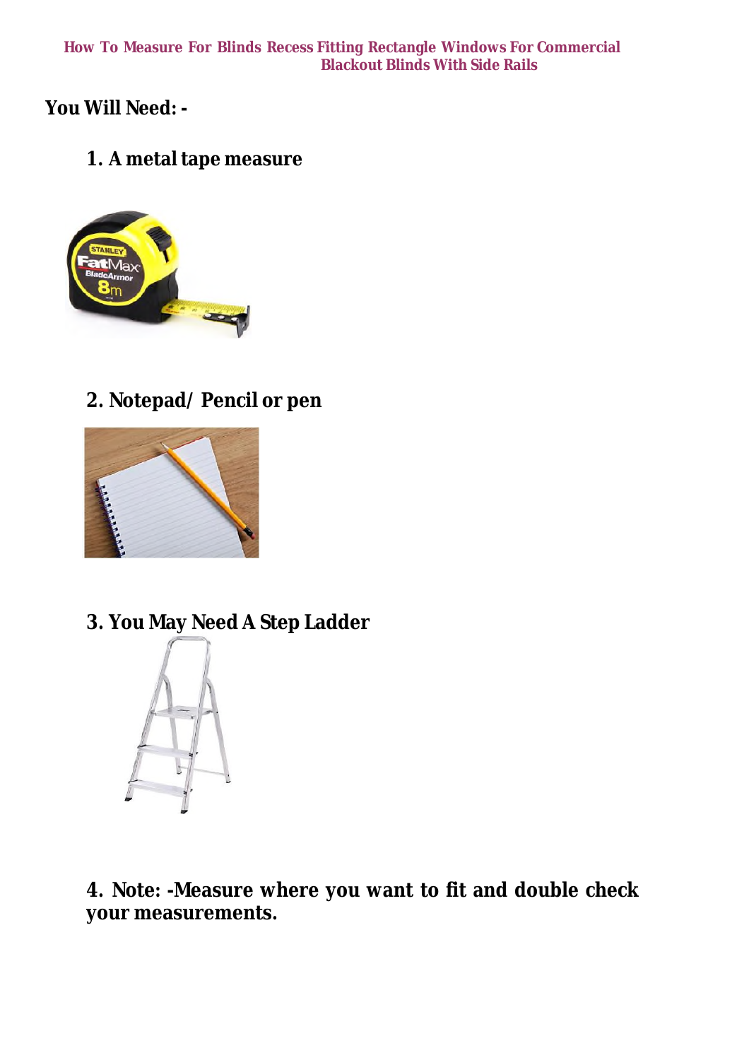# How To Measure For Blinds Recess Fitting Rectangle Windows For Commercial Blackout Blinds With Side Rails

**You Will Need: -**

1. **A metal tape measure**

2. **Notepad/ Pencil or pen**

3. **You May Need A Step Ladder**

4. **Note: -Measure where you want to fit and double check your measurements.**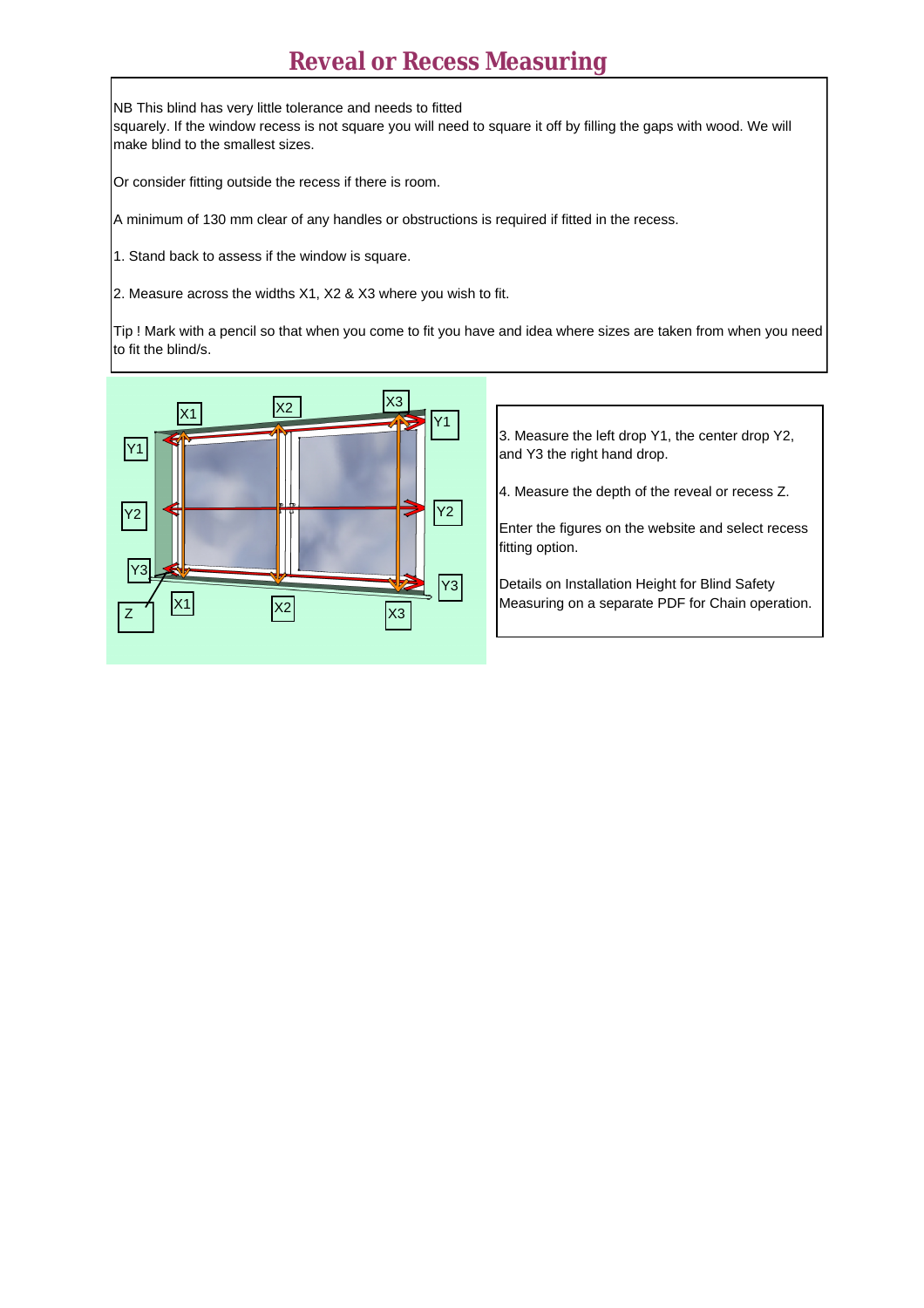# Reveal or Recess Measuring

NB This blind has very little tolerance and needs to fitted squarely. If the window recess is not square you will need to square it off by filling the gaps with wood. We will make blind to the smallest sizes.

Or consider fitting outside the recess if there is room.

A minimum of 130 mm clear of any handles or obstructions is required if fitted in the recess.

1. Stand back to assess if the window is square.

2. Measure across the widths X1, X2 & X3 where you wish to fit.

Tip ! Mark with a pencil so that when you come to fit you have and idea where sizes are taken from when you need to fit the blind/s.

3. Measure the left drop Y1, the center drop Y2, and Y3 the right hand drop.

4. Measure the depth of the reveal or recess Z.

Enter the figures on the website and select recess fitting option.

Details on Installation Height for Blind Safety Measuring on a separate PDF for Chain operation.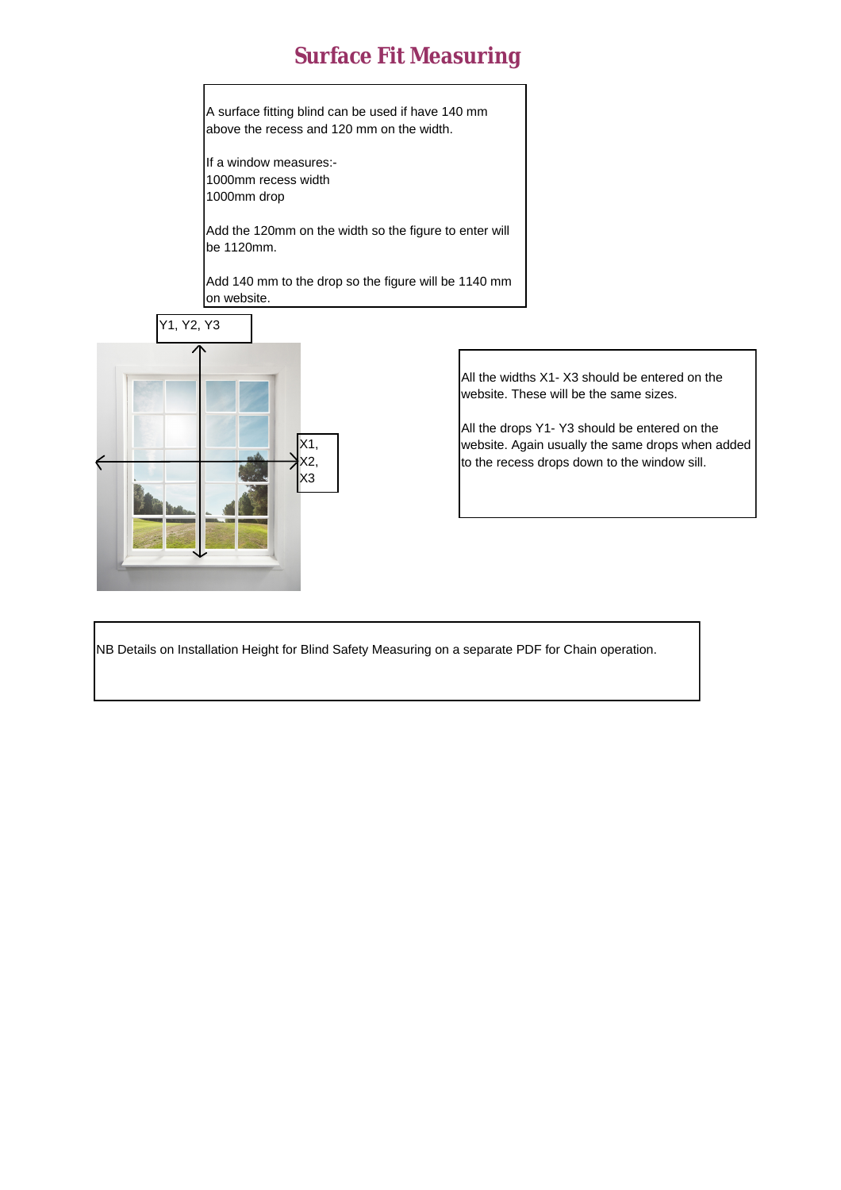# Surface Fit Measuring

A surface fitting blind can be used if have 140 mm above the recess and 120 mm on the width.

If a window measures:-
1000mm recess width
1000mm drop

Add the 120mm on the width so the figure to enter will be 1120mm.

Add 140 mm to the drop so the figure will be 1140 mm on website.

Y1, Y2, Y3

X1, X2, X3

All the widths X1- X3 should be entered on the website. These will be the same sizes.

All the drops Y1- Y3 should be entered on the website. Again usually the same drops when added to the recess drops down to the window sill.

NB Details on Installation Height for Blind Safety Measuring on a separate PDF for Chain operation.